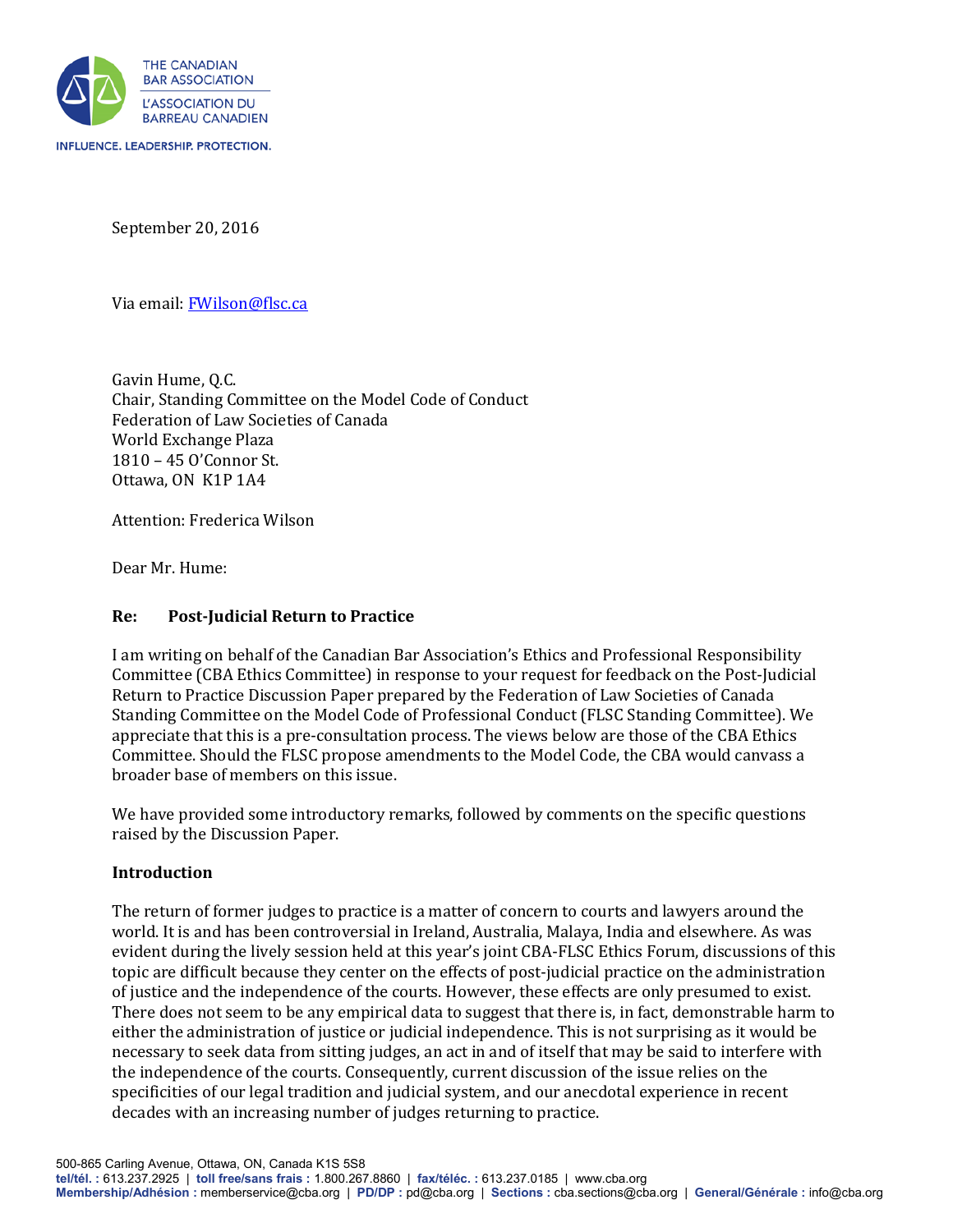THE CANADIAN BAR ASSOCIATION
L'ASSOCIATION DU BARREAU CANADIEN

INFLUENCE. LEADERSHIP. PROTECTION.

September 20, 2016

Via email: FWilson@flsc.ca

Gavin Hume, Q.C.
Chair, Standing Committee on the Model Code of Conduct
Federation of Law Societies of Canada
World Exchange Plaza
1810 – 45 O'Connor St.
Ottawa, ON K1P 1A4

Attention: Frederica Wilson

Dear Mr. Hume:

**Re: Post-Judicial Return to Practice**

I am writing on behalf of the Canadian Bar Association's Ethics and Professional Responsibility Committee (CBA Ethics Committee) in response to your request for feedback on the Post-Judicial Return to Practice Discussion Paper prepared by the Federation of Law Societies of Canada Standing Committee on the Model Code of Professional Conduct (FLSC Standing Committee). We appreciate that this is a pre-consultation process. The views below are those of the CBA Ethics Committee. Should the FLSC propose amendments to the Model Code, the CBA would canvass a broader base of members on this issue.

We have provided some introductory remarks, followed by comments on the specific questions raised by the Discussion Paper.

**Introduction**

The return of former judges to practice is a matter of concern to courts and lawyers around the world. It is and has been controversial in Ireland, Australia, Malaya, India and elsewhere. As was evident during the lively session held at this year's joint CBA-FLSC Ethics Forum, discussions of this topic are difficult because they center on the effects of post-judicial practice on the administration of justice and the independence of the courts. However, these effects are only presumed to exist. There does not seem to be any empirical data to suggest that there is, in fact, demonstrable harm to either the administration of justice or judicial independence. This is not surprising as it would be necessary to seek data from sitting judges, an act in and of itself that may be said to interfere with the independence of the courts. Consequently, current discussion of the issue relies on the specificities of our legal tradition and judicial system, and our anecdotal experience in recent decades with an increasing number of judges returning to practice.

500-865 Carling Avenue, Ottawa, ON, Canada K1S 5S8
tel/tél. : 613.237.2925 | toll free/sans frais : 1.800.267.8860 | fax/téléc. : 613.237.0185 | www.cba.org
Membership/Adhésion : memberservice@cba.org | PD/DP : pd@cba.org | Sections : cba.sections@cba.org | General/Générale : info@cba.org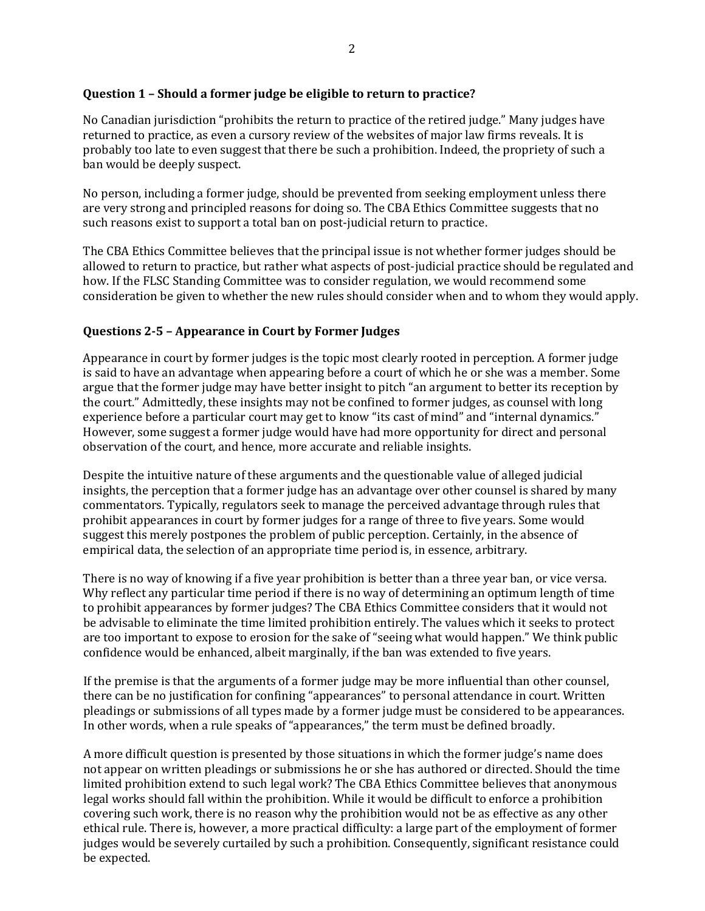### Question 1 – Should a former judge be eligible to return to practice?

No Canadian jurisdiction "prohibits the return to practice of the retired judge." Many judges have returned to practice, as even a cursory review of the websites of major law firms reveals. It is probably too late to even suggest that there be such a prohibition. Indeed, the propriety of such a ban would be deeply suspect.

No person, including a former judge, should be prevented from seeking employment unless there are very strong and principled reasons for doing so. The CBA Ethics Committee suggests that no such reasons exist to support a total ban on post-judicial return to practice.

The CBA Ethics Committee believes that the principal issue is not whether former judges should be allowed to return to practice, but rather what aspects of post-judicial practice should be regulated and how. If the FLSC Standing Committee was to consider regulation, we would recommend some consideration be given to whether the new rules should consider when and to whom they would apply.

### Questions 2-5 – Appearance in Court by Former Judges

Appearance in court by former judges is the topic most clearly rooted in perception. A former judge is said to have an advantage when appearing before a court of which he or she was a member. Some argue that the former judge may have better insight to pitch "an argument to better its reception by the court." Admittedly, these insights may not be confined to former judges, as counsel with long experience before a particular court may get to know "its cast of mind" and "internal dynamics." However, some suggest a former judge would have had more opportunity for direct and personal observation of the court, and hence, more accurate and reliable insights.

Despite the intuitive nature of these arguments and the questionable value of alleged judicial insights, the perception that a former judge has an advantage over other counsel is shared by many commentators. Typically, regulators seek to manage the perceived advantage through rules that prohibit appearances in court by former judges for a range of three to five years. Some would suggest this merely postpones the problem of public perception. Certainly, in the absence of empirical data, the selection of an appropriate time period is, in essence, arbitrary.

There is no way of knowing if a five year prohibition is better than a three year ban, or vice versa. Why reflect any particular time period if there is no way of determining an optimum length of time to prohibit appearances by former judges? The CBA Ethics Committee considers that it would not be advisable to eliminate the time limited prohibition entirely. The values which it seeks to protect are too important to expose to erosion for the sake of "seeing what would happen." We think public confidence would be enhanced, albeit marginally, if the ban was extended to five years.

If the premise is that the arguments of a former judge may be more influential than other counsel, there can be no justification for confining "appearances" to personal attendance in court. Written pleadings or submissions of all types made by a former judge must be considered to be appearances. In other words, when a rule speaks of "appearances," the term must be defined broadly.

A more difficult question is presented by those situations in which the former judge's name does not appear on written pleadings or submissions he or she has authored or directed. Should the time limited prohibition extend to such legal work? The CBA Ethics Committee believes that anonymous legal works should fall within the prohibition. While it would be difficult to enforce a prohibition covering such work, there is no reason why the prohibition would not be as effective as any other ethical rule. There is, however, a more practical difficulty: a large part of the employment of former judges would be severely curtailed by such a prohibition. Consequently, significant resistance could be expected.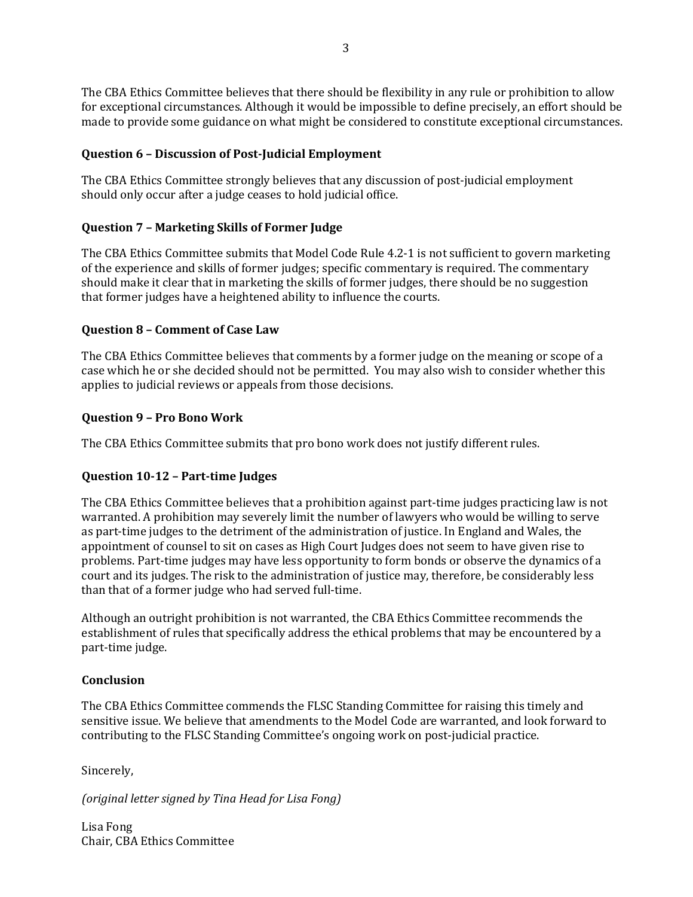The CBA Ethics Committee believes that there should be flexibility in any rule or prohibition to allow for exceptional circumstances. Although it would be impossible to define precisely, an effort should be made to provide some guidance on what might be considered to constitute exceptional circumstances.

### Question 6 – Discussion of Post-Judicial Employment

The CBA Ethics Committee strongly believes that any discussion of post-judicial employment should only occur after a judge ceases to hold judicial office.

### Question 7 – Marketing Skills of Former Judge

The CBA Ethics Committee submits that Model Code Rule 4.2-1 is not sufficient to govern marketing of the experience and skills of former judges; specific commentary is required. The commentary should make it clear that in marketing the skills of former judges, there should be no suggestion that former judges have a heightened ability to influence the courts.

### Question 8 – Comment of Case Law

The CBA Ethics Committee believes that comments by a former judge on the meaning or scope of a case which he or she decided should not be permitted. You may also wish to consider whether this applies to judicial reviews or appeals from those decisions.

### Question 9 – Pro Bono Work

The CBA Ethics Committee submits that pro bono work does not justify different rules.

### Question 10-12 – Part-time Judges

The CBA Ethics Committee believes that a prohibition against part-time judges practicing law is not warranted. A prohibition may severely limit the number of lawyers who would be willing to serve as part-time judges to the detriment of the administration of justice. In England and Wales, the appointment of counsel to sit on cases as High Court Judges does not seem to have given rise to problems. Part-time judges may have less opportunity to form bonds or observe the dynamics of a court and its judges. The risk to the administration of justice may, therefore, be considerably less than that of a former judge who had served full-time.

Although an outright prohibition is not warranted, the CBA Ethics Committee recommends the establishment of rules that specifically address the ethical problems that may be encountered by a part-time judge.

### Conclusion

The CBA Ethics Committee commends the FLSC Standing Committee for raising this timely and sensitive issue. We believe that amendments to the Model Code are warranted, and look forward to contributing to the FLSC Standing Committee's ongoing work on post-judicial practice.

Sincerely,

*(original letter signed by Tina Head for Lisa Fong)*

Lisa Fong
Chair, CBA Ethics Committee